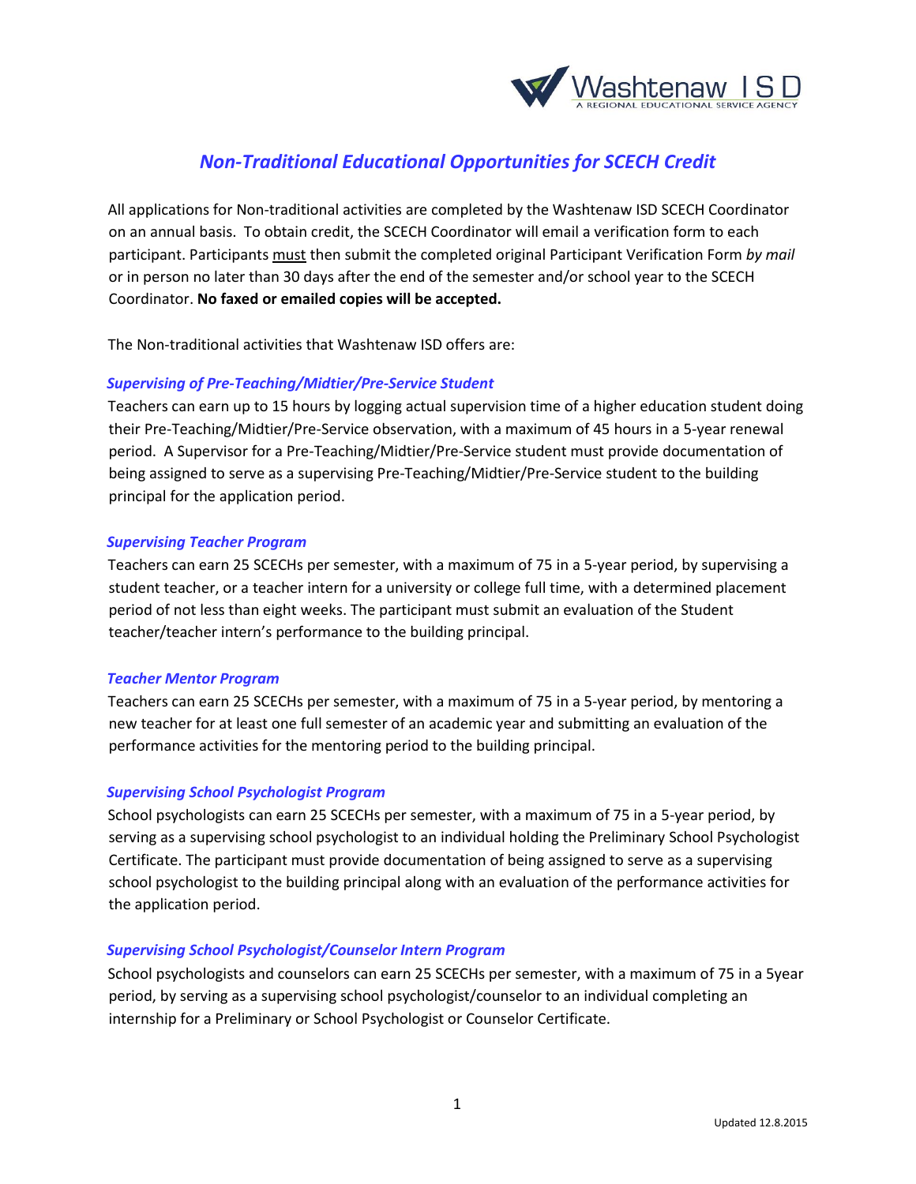# *Non-Traditional Educational Opportunities for SCECH Credit*

All applications for Non-traditional activities are completed by the Washtenaw ISD SCECH Coordinator on an annual basis. To obtain credit, the SCECH Coordinator will email a verification form to each participant. Participants must then submit the completed original Participant Verification Form *by mail* or in person no later than 30 days after the end of the semester and/or school year to the SCECH Coordinator. **No faxed or emailed copies will be accepted.**

The Non-traditional activities that Washtenaw ISD offers are:

### *Supervising of Pre-Teaching/Midtier/Pre-Service Student*

Teachers can earn up to 15 hours by logging actual supervision time of a higher education student doing their Pre-Teaching/Midtier/Pre-Service observation, with a maximum of 45 hours in a 5-year renewal period. A Supervisor for a Pre-Teaching/Midtier/Pre-Service student must provide documentation of being assigned to serve as a supervising Pre-Teaching/Midtier/Pre-Service student to the building principal for the application period.

### *Supervising Teacher Program*

Teachers can earn 25 SCECHs per semester, with a maximum of 75 in a 5-year period, by supervising a student teacher, or a teacher intern for a university or college full time, with a determined placement period of not less than eight weeks. The participant must submit an evaluation of the Student teacher/teacher intern's performance to the building principal.

### *Teacher Mentor Program*

Teachers can earn 25 SCECHs per semester, with a maximum of 75 in a 5-year period, by mentoring a new teacher for at least one full semester of an academic year and submitting an evaluation of the performance activities for the mentoring period to the building principal.

### *Supervising School Psychologist Program*

School psychologists can earn 25 SCECHs per semester, with a maximum of 75 in a 5-year period, by serving as a supervising school psychologist to an individual holding the Preliminary School Psychologist Certificate. The participant must provide documentation of being assigned to serve as a supervising school psychologist to the building principal along with an evaluation of the performance activities for the application period.

### *Supervising School Psychologist/Counselor Intern Program*

School psychologists and counselors can earn 25 SCECHs per semester, with a maximum of 75 in a 5year period, by serving as a supervising school psychologist/counselor to an individual completing an internship for a Preliminary or School Psychologist or Counselor Certificate.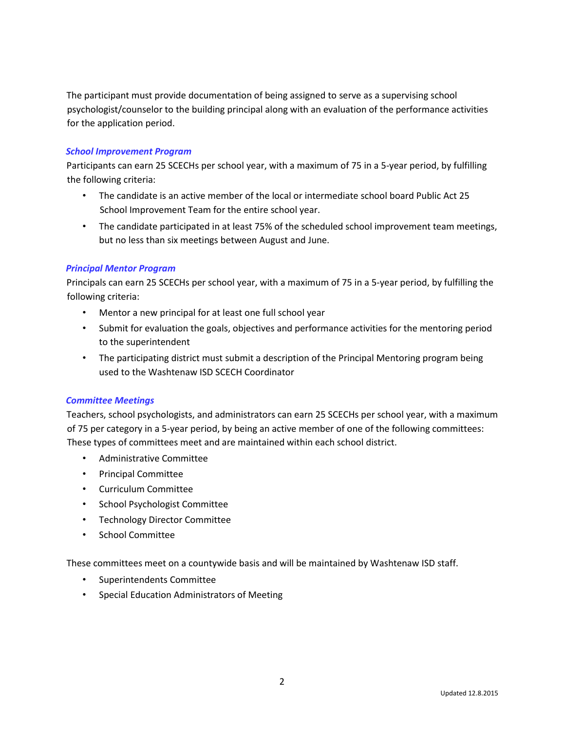The participant must provide documentation of being assigned to serve as a supervising school psychologist/counselor to the building principal along with an evaluation of the performance activities for the application period.

### *School Improvement Program*

Participants can earn 25 SCECHs per school year, with a maximum of 75 in a 5-year period, by fulfilling the following criteria:

- The candidate is an active member of the local or intermediate school board Public Act 25 School Improvement Team for the entire school year.
- The candidate participated in at least 75% of the scheduled school improvement team meetings, but no less than six meetings between August and June.

### *Principal Mentor Program*

Principals can earn 25 SCECHs per school year, with a maximum of 75 in a 5-year period, by fulfilling the following criteria:

- Mentor a new principal for at least one full school year
- Submit for evaluation the goals, objectives and performance activities for the mentoring period to the superintendent
- The participating district must submit a description of the Principal Mentoring program being used to the Washtenaw ISD SCECH Coordinator

### *Committee Meetings*

Teachers, school psychologists, and administrators can earn 25 SCECHs per school year, with a maximum of 75 per category in a 5-year period, by being an active member of one of the following committees: These types of committees meet and are maintained within each school district.

- Administrative Committee
- Principal Committee
- Curriculum Committee
- School Psychologist Committee
- Technology Director Committee
- School Committee

These committees meet on a countywide basis and will be maintained by Washtenaw ISD staff.

- Superintendents Committee
- Special Education Administrators of Meeting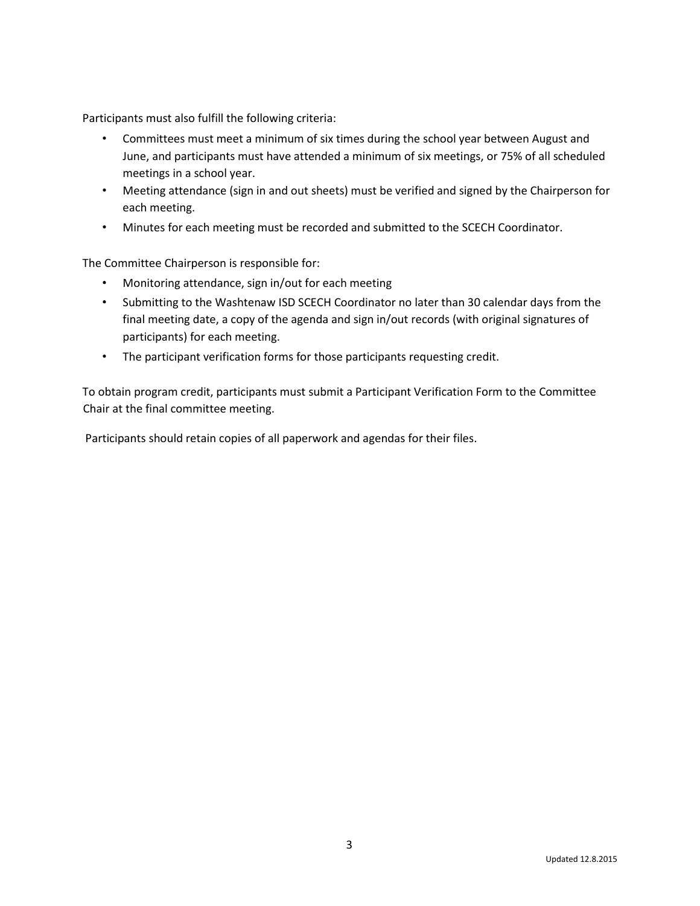Participants must also fulfill the following criteria:

- Committees must meet a minimum of six times during the school year between August and June, and participants must have attended a minimum of six meetings, or 75% of all scheduled meetings in a school year.
- Meeting attendance (sign in and out sheets) must be verified and signed by the Chairperson for each meeting.
- Minutes for each meeting must be recorded and submitted to the SCECH Coordinator.

The Committee Chairperson is responsible for:

- Monitoring attendance, sign in/out for each meeting
- Submitting to the Washtenaw ISD SCECH Coordinator no later than 30 calendar days from the final meeting date, a copy of the agenda and sign in/out records (with original signatures of participants) for each meeting.
- The participant verification forms for those participants requesting credit.

To obtain program credit, participants must submit a Participant Verification Form to the Committee Chair at the final committee meeting.

Participants should retain copies of all paperwork and agendas for their files.